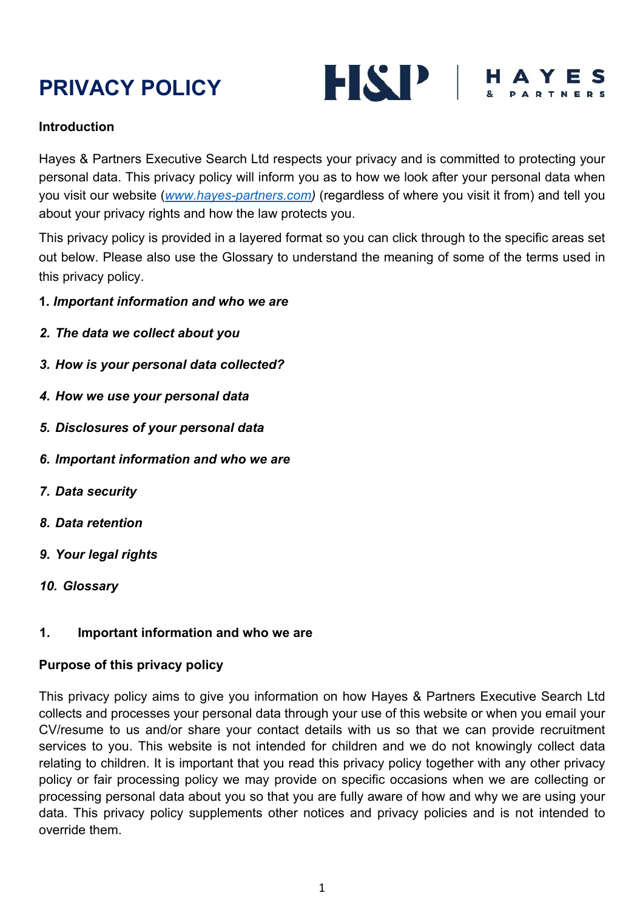# PRIVACY POLICY

H&P | HAYES & PARTNERS

**Introduction**

Hayes & Partners Executive Search Ltd respects your privacy and is committed to protecting your personal data. This privacy policy will inform you as to how we look after your personal data when you visit our website (*www.hayes-partners.com)* (regardless of where you visit it from) and tell you about your privacy rights and how the law protects you.

This privacy policy is provided in a layered format so you can click through to the specific areas set out below. Please also use the Glossary to understand the meaning of some of the terms used in this privacy policy.

1. ***Important information and who we are***

2. ***The data we collect about you***

3. ***How is your personal data collected?***

4. ***How we use your personal data***

5. ***Disclosures of your personal data***

6. ***Important information and who we are***

7. ***Data security***

8. ***Data retention***

9. ***Your legal rights***

10. ***Glossary***

## 1. Important information and who we are

**Purpose of this privacy policy**

This privacy policy aims to give you information on how Hayes & Partners Executive Search Ltd collects and processes your personal data through your use of this website or when you email your CV/resume to us and/or share your contact details with us so that we can provide recruitment services to you. This website is not intended for children and we do not knowingly collect data relating to children. It is important that you read this privacy policy together with any other privacy policy or fair processing policy we may provide on specific occasions when we are collecting or processing personal data about you so that you are fully aware of how and why we are using your data. This privacy policy supplements other notices and privacy policies and is not intended to override them.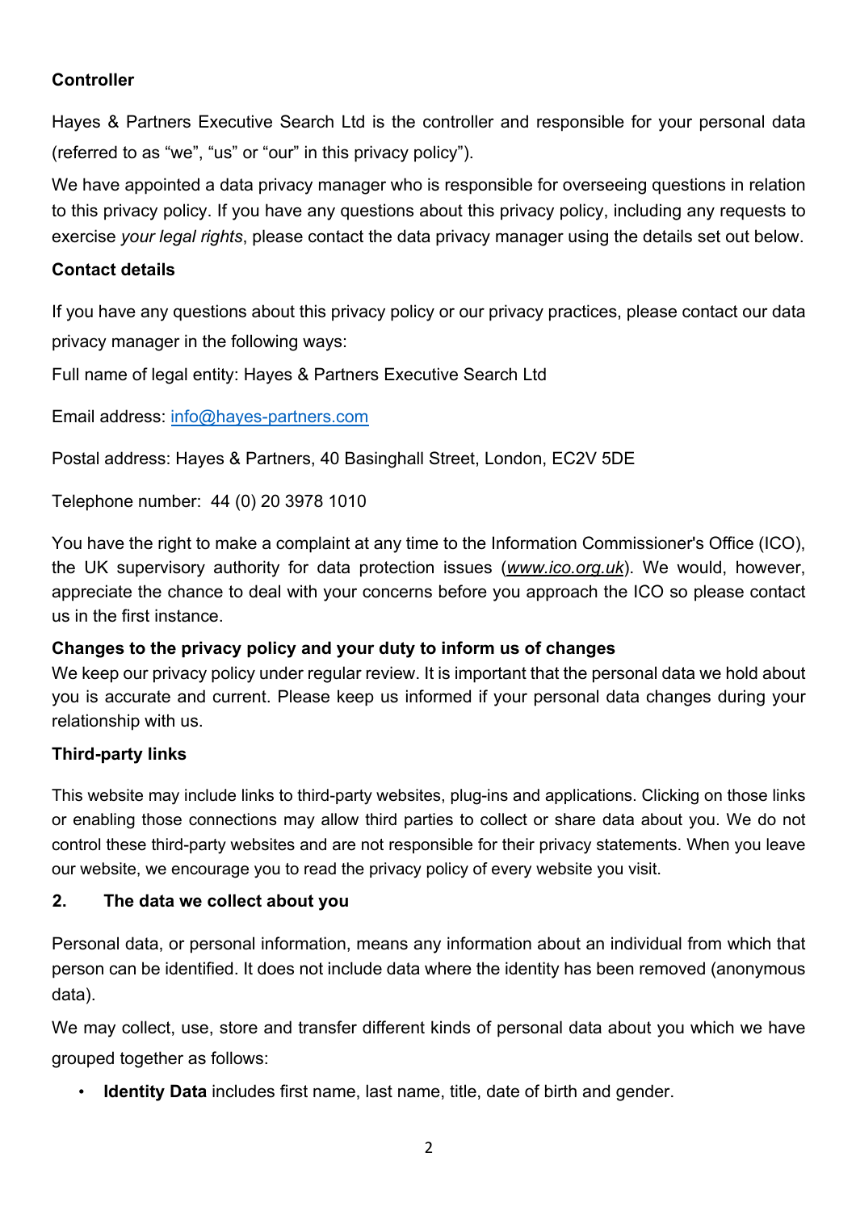**Controller**

Hayes & Partners Executive Search Ltd is the controller and responsible for your personal data (referred to as "we", "us" or "our" in this privacy policy").

We have appointed a data privacy manager who is responsible for overseeing questions in relation to this privacy policy. If you have any questions about this privacy policy, including any requests to exercise *your legal rights*, please contact the data privacy manager using the details set out below.

**Contact details**

If you have any questions about this privacy policy or our privacy practices, please contact our data privacy manager in the following ways:

Full name of legal entity: Hayes & Partners Executive Search Ltd

Email address: info@hayes-partners.com

Postal address: Hayes & Partners, 40 Basinghall Street, London, EC2V 5DE

Telephone number: 44 (0) 20 3978 1010

You have the right to make a complaint at any time to the Information Commissioner's Office (ICO), the UK supervisory authority for data protection issues (*www.ico.org.uk*). We would, however, appreciate the chance to deal with your concerns before you approach the ICO so please contact us in the first instance.

**Changes to the privacy policy and your duty to inform us of changes**

We keep our privacy policy under regular review. It is important that the personal data we hold about you is accurate and current. Please keep us informed if your personal data changes during your relationship with us.

**Third-party links**

This website may include links to third-party websites, plug-ins and applications. Clicking on those links or enabling those connections may allow third parties to collect or share data about you. We do not control these third-party websites and are not responsible for their privacy statements. When you leave our website, we encourage you to read the privacy policy of every website you visit.

## 2. The data we collect about you

Personal data, or personal information, means any information about an individual from which that person can be identified. It does not include data where the identity has been removed (anonymous data).

We may collect, use, store and transfer different kinds of personal data about you which we have grouped together as follows:

- **Identity Data** includes first name, last name, title, date of birth and gender.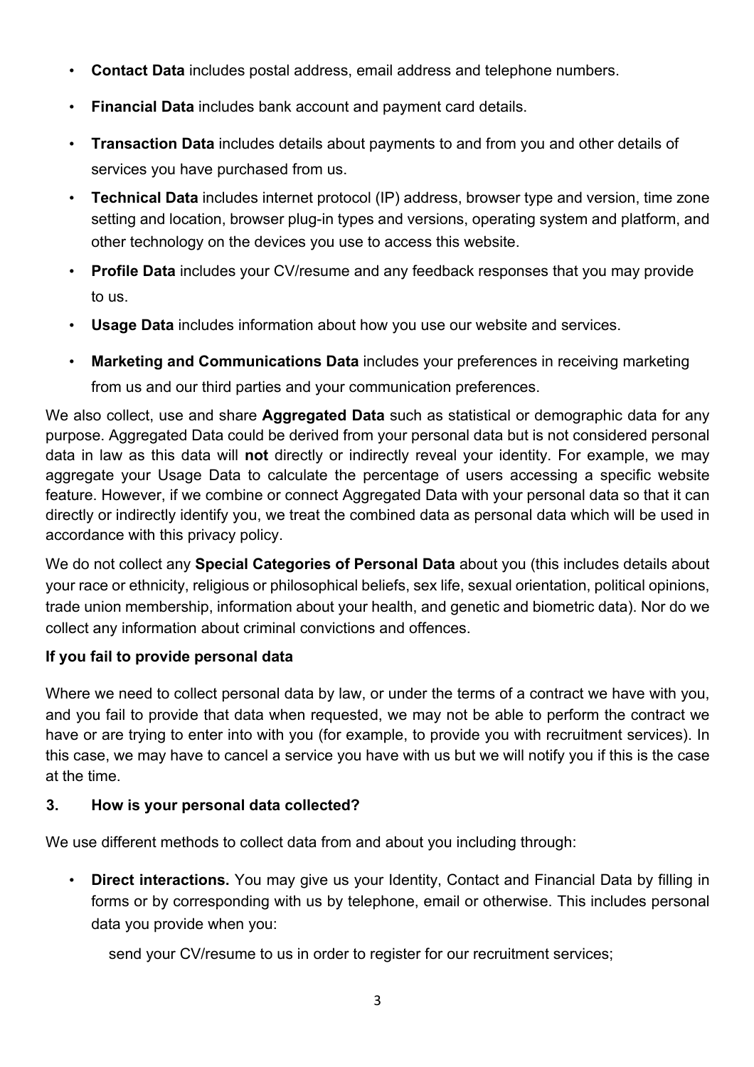- **Contact Data** includes postal address, email address and telephone numbers.
- **Financial Data** includes bank account and payment card details.
- **Transaction Data** includes details about payments to and from you and other details of services you have purchased from us.
- **Technical Data** includes internet protocol (IP) address, browser type and version, time zone setting and location, browser plug-in types and versions, operating system and platform, and other technology on the devices you use to access this website.
- **Profile Data** includes your CV/resume and any feedback responses that you may provide to us.
- **Usage Data** includes information about how you use our website and services.
- **Marketing and Communications Data** includes your preferences in receiving marketing from us and our third parties and your communication preferences.

We also collect, use and share **Aggregated Data** such as statistical or demographic data for any purpose. Aggregated Data could be derived from your personal data but is not considered personal data in law as this data will **not** directly or indirectly reveal your identity. For example, we may aggregate your Usage Data to calculate the percentage of users accessing a specific website feature. However, if we combine or connect Aggregated Data with your personal data so that it can directly or indirectly identify you, we treat the combined data as personal data which will be used in accordance with this privacy policy.

We do not collect any **Special Categories of Personal Data** about you (this includes details about your race or ethnicity, religious or philosophical beliefs, sex life, sexual orientation, political opinions, trade union membership, information about your health, and genetic and biometric data). Nor do we collect any information about criminal convictions and offences.

**If you fail to provide personal data**

Where we need to collect personal data by law, or under the terms of a contract we have with you, and you fail to provide that data when requested, we may not be able to perform the contract we have or are trying to enter into with you (for example, to provide you with recruitment services). In this case, we may have to cancel a service you have with us but we will notify you if this is the case at the time.

## 3. How is your personal data collected?

We use different methods to collect data from and about you including through:

- **Direct interactions.** You may give us your Identity, Contact and Financial Data by filling in forms or by corresponding with us by telephone, email or otherwise. This includes personal data you provide when you:

  send your CV/resume to us in order to register for our recruitment services;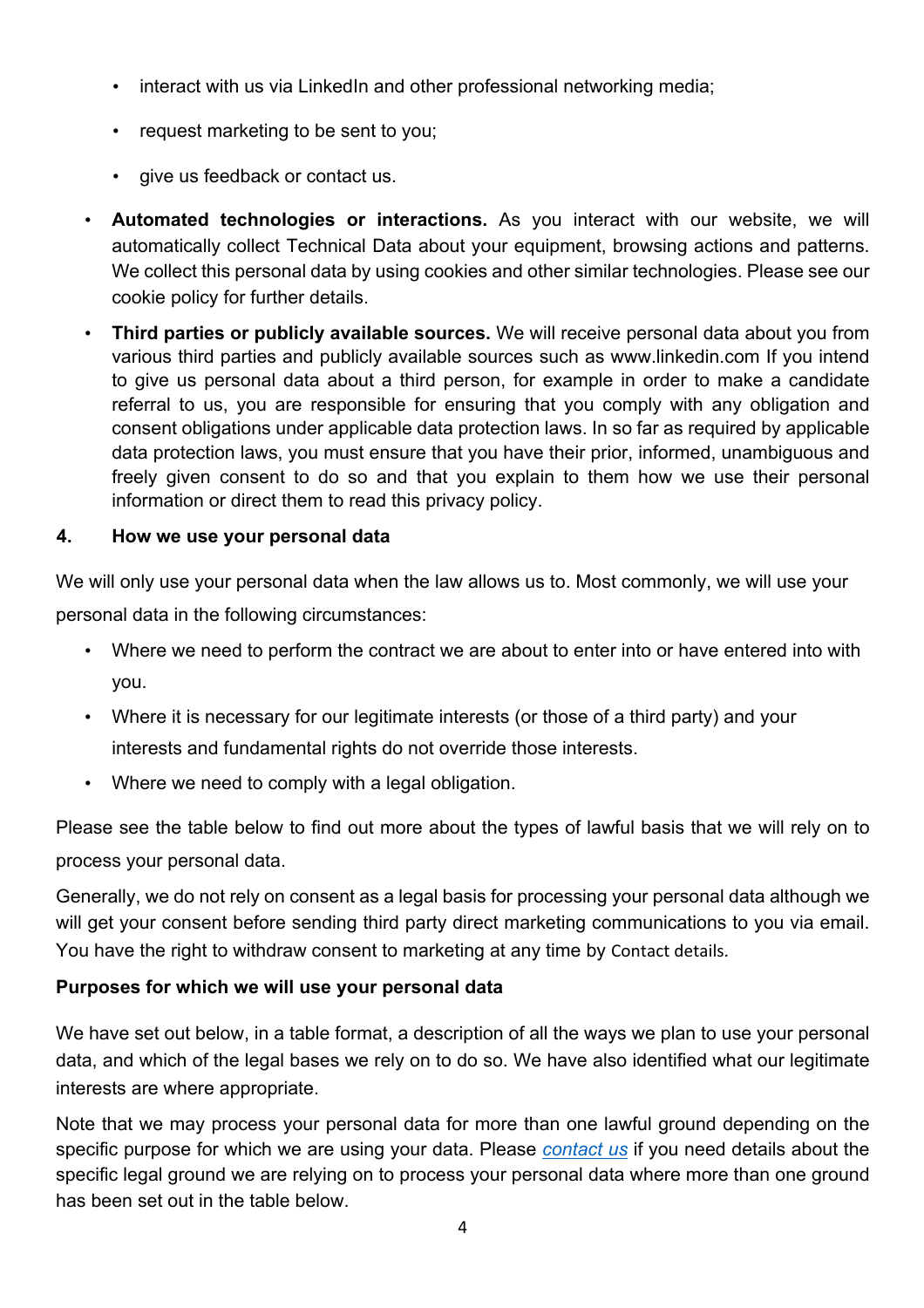- interact with us via LinkedIn and other professional networking media;
- request marketing to be sent to you;
- give us feedback or contact us.

- **Automated technologies or interactions.** As you interact with our website, we will automatically collect Technical Data about your equipment, browsing actions and patterns. We collect this personal data by using cookies and other similar technologies. Please see our cookie policy for further details.
- **Third parties or publicly available sources.** We will receive personal data about you from various third parties and publicly available sources such as www.linkedin.com If you intend to give us personal data about a third person, for example in order to make a candidate referral to us, you are responsible for ensuring that you comply with any obligation and consent obligations under applicable data protection laws. In so far as required by applicable data protection laws, you must ensure that you have their prior, informed, unambiguous and freely given consent to do so and that you explain to them how we use their personal information or direct them to read this privacy policy.

## 4. How we use your personal data

We will only use your personal data when the law allows us to. Most commonly, we will use your personal data in the following circumstances:

- Where we need to perform the contract we are about to enter into or have entered into with you.
- Where it is necessary for our legitimate interests (or those of a third party) and your interests and fundamental rights do not override those interests.
- Where we need to comply with a legal obligation.

Please see the table below to find out more about the types of lawful basis that we will rely on to process your personal data.

Generally, we do not rely on consent as a legal basis for processing your personal data although we will get your consent before sending third party direct marketing communications to you via email. You have the right to withdraw consent to marketing at any time by Contact details.

**Purposes for which we will use your personal data**

We have set out below, in a table format, a description of all the ways we plan to use your personal data, and which of the legal bases we rely on to do so. We have also identified what our legitimate interests are where appropriate.

Note that we may process your personal data for more than one lawful ground depending on the specific purpose for which we are using your data. Please *contact us* if you need details about the specific legal ground we are relying on to process your personal data where more than one ground has been set out in the table below.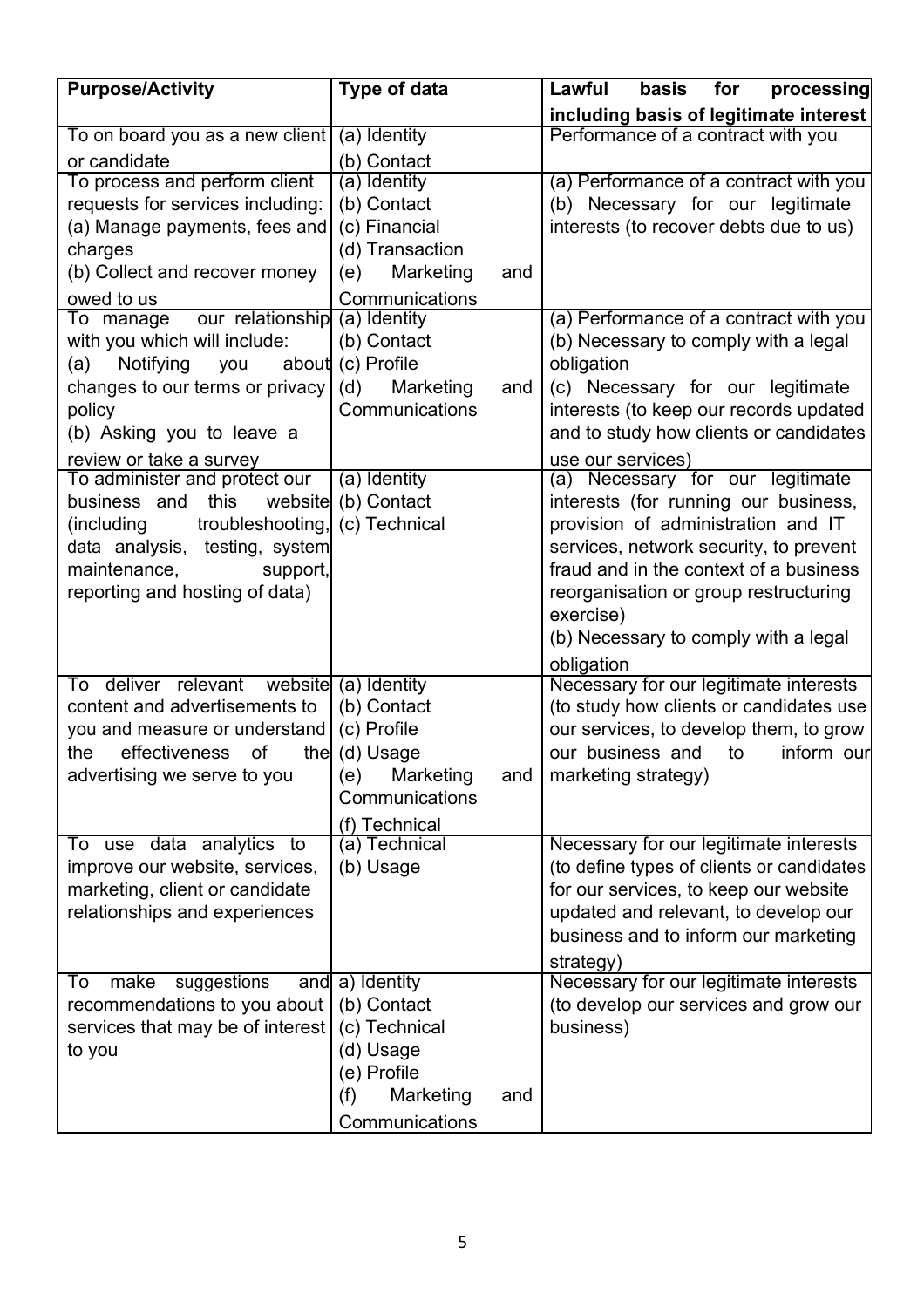| Purpose/Activity | Type of data | Lawful basis for processing including basis of legitimate interest |
|---|---|---|
| To on board you as a new client or candidate | (a) Identity<br>(b) Contact | Performance of a contract with you |
| To process and perform client requests for services including:<br>(a) Manage payments, fees and charges<br>(b) Collect and recover money owed to us | (a) Identity<br>(b) Contact<br>(c) Financial<br>(d) Transaction<br>(e) Marketing and Communications | (a) Performance of a contract with you<br>(b) Necessary for our legitimate interests (to recover debts due to us) |
| To manage our relationship with you which will include:<br>(a) Notifying you about changes to our terms or privacy policy<br>(b) Asking you to leave a review or take a survey | (a) Identity<br>(b) Contact<br>(c) Profile<br>(d) Marketing and Communications | (a) Performance of a contract with you<br>(b) Necessary to comply with a legal obligation<br>(c) Necessary for our legitimate interests (to keep our records updated and to study how clients or candidates use our services) |
| To administer and protect our business and this website (including troubleshooting, data analysis, testing, system maintenance, support, reporting and hosting of data) | (a) Identity<br>(b) Contact<br>(c) Technical | (a) Necessary for our legitimate interests (for running our business, provision of administration and IT services, network security, to prevent fraud and in the context of a business reorganisation or group restructuring exercise)<br>(b) Necessary to comply with a legal obligation |
| To deliver relevant website content and advertisements to you and measure or understand the effectiveness of the advertising we serve to you | (a) Identity<br>(b) Contact<br>(c) Profile<br>(d) Usage<br>(e) Marketing and Communications<br>(f) Technical | Necessary for our legitimate interests (to study how clients or candidates use our services, to develop them, to grow our business and to inform our marketing strategy) |
| To use data analytics to improve our website, services, marketing, client or candidate relationships and experiences | (a) Technical<br>(b) Usage | Necessary for our legitimate interests (to define types of clients or candidates for our services, to keep our website updated and relevant, to develop our business and to inform our marketing strategy) |
| To make suggestions and recommendations to you about services that may be of interest to you | a) Identity<br>(b) Contact<br>(c) Technical<br>(d) Usage<br>(e) Profile<br>(f) Marketing and Communications | Necessary for our legitimate interests (to develop our services and grow our business) |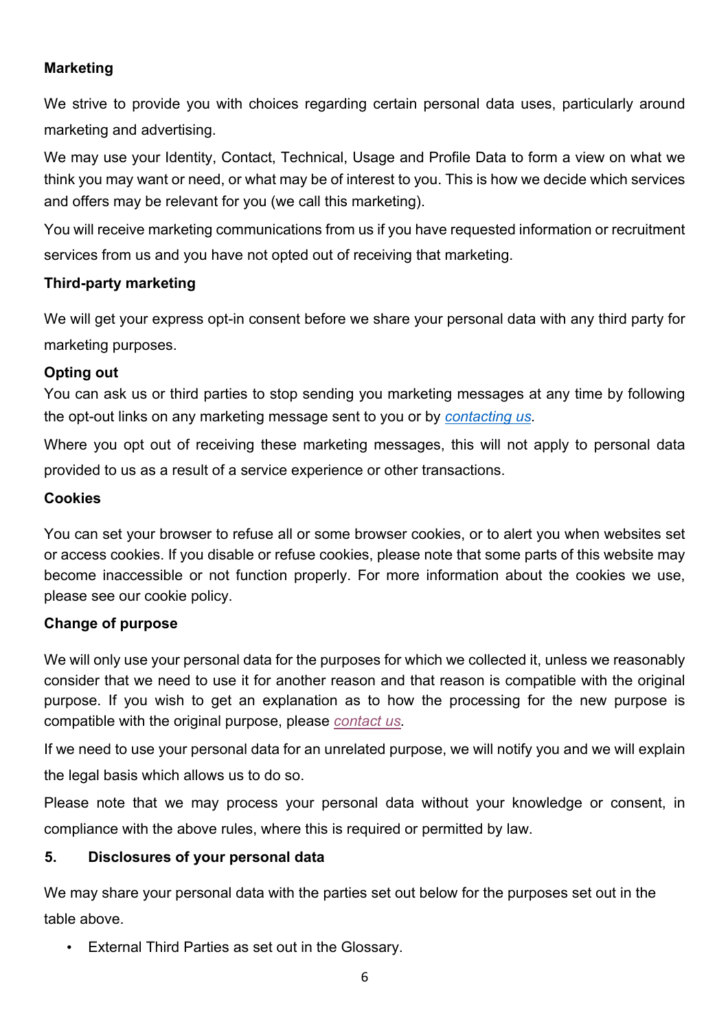**Marketing**

We strive to provide you with choices regarding certain personal data uses, particularly around marketing and advertising.

We may use your Identity, Contact, Technical, Usage and Profile Data to form a view on what we think you may want or need, or what may be of interest to you. This is how we decide which services and offers may be relevant for you (we call this marketing).

You will receive marketing communications from us if you have requested information or recruitment services from us and you have not opted out of receiving that marketing.

**Third-party marketing**

We will get your express opt-in consent before we share your personal data with any third party for marketing purposes.

**Opting out**

You can ask us or third parties to stop sending you marketing messages at any time by following the opt-out links on any marketing message sent to you or by *contacting us*.

Where you opt out of receiving these marketing messages, this will not apply to personal data provided to us as a result of a service experience or other transactions.

**Cookies**

You can set your browser to refuse all or some browser cookies, or to alert you when websites set or access cookies. If you disable or refuse cookies, please note that some parts of this website may become inaccessible or not function properly. For more information about the cookies we use, please see our cookie policy.

**Change of purpose**

We will only use your personal data for the purposes for which we collected it, unless we reasonably consider that we need to use it for another reason and that reason is compatible with the original purpose. If you wish to get an explanation as to how the processing for the new purpose is compatible with the original purpose, please *contact us*.

If we need to use your personal data for an unrelated purpose, we will notify you and we will explain the legal basis which allows us to do so.

Please note that we may process your personal data without your knowledge or consent, in compliance with the above rules, where this is required or permitted by law.

## 5. Disclosures of your personal data

We may share your personal data with the parties set out below for the purposes set out in the table above.

- External Third Parties as set out in the Glossary.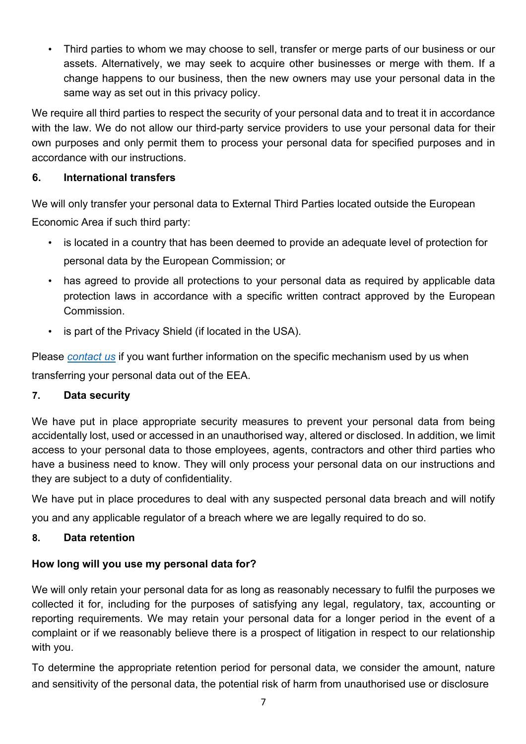- Third parties to whom we may choose to sell, transfer or merge parts of our business or our assets. Alternatively, we may seek to acquire other businesses or merge with them. If a change happens to our business, then the new owners may use your personal data in the same way as set out in this privacy policy.

We require all third parties to respect the security of your personal data and to treat it in accordance with the law. We do not allow our third-party service providers to use your personal data for their own purposes and only permit them to process your personal data for specified purposes and in accordance with our instructions.

## 6. International transfers

We will only transfer your personal data to External Third Parties located outside the European Economic Area if such third party:

- is located in a country that has been deemed to provide an adequate level of protection for personal data by the European Commission; or
- has agreed to provide all protections to your personal data as required by applicable data protection laws in accordance with a specific written contract approved by the European Commission.
- is part of the Privacy Shield (if located in the USA).

Please *contact us* if you want further information on the specific mechanism used by us when transferring your personal data out of the EEA.

## 7. Data security

We have put in place appropriate security measures to prevent your personal data from being accidentally lost, used or accessed in an unauthorised way, altered or disclosed. In addition, we limit access to your personal data to those employees, agents, contractors and other third parties who have a business need to know. They will only process your personal data on our instructions and they are subject to a duty of confidentiality.

We have put in place procedures to deal with any suspected personal data breach and will notify you and any applicable regulator of a breach where we are legally required to do so.

## 8. Data retention

### How long will you use my personal data for?

We will only retain your personal data for as long as reasonably necessary to fulfil the purposes we collected it for, including for the purposes of satisfying any legal, regulatory, tax, accounting or reporting requirements. We may retain your personal data for a longer period in the event of a complaint or if we reasonably believe there is a prospect of litigation in respect to our relationship with you.

To determine the appropriate retention period for personal data, we consider the amount, nature and sensitivity of the personal data, the potential risk of harm from unauthorised use or disclosure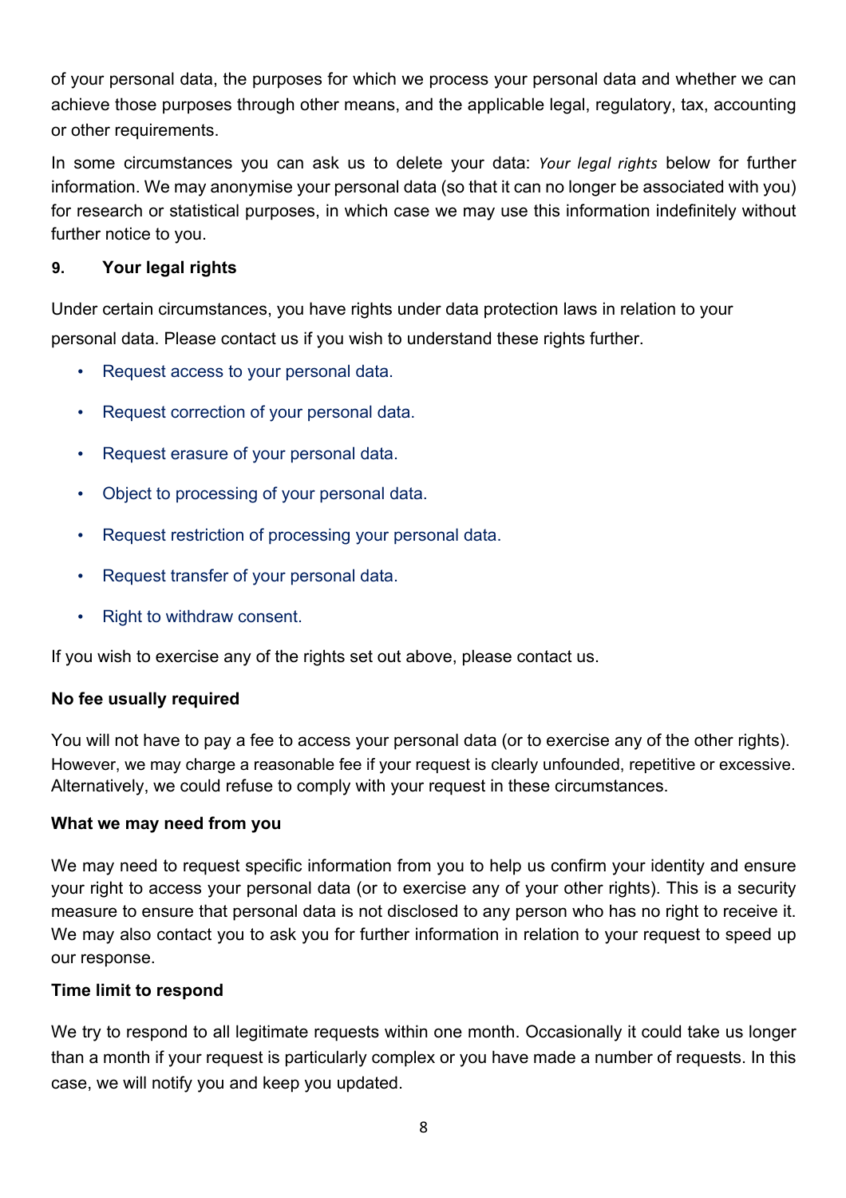of your personal data, the purposes for which we process your personal data and whether we can achieve those purposes through other means, and the applicable legal, regulatory, tax, accounting or other requirements.

In some circumstances you can ask us to delete your data: *Your legal rights* below for further information. We may anonymise your personal data (so that it can no longer be associated with you) for research or statistical purposes, in which case we may use this information indefinitely without further notice to you.

## 9. Your legal rights

Under certain circumstances, you have rights under data protection laws in relation to your personal data. Please contact us if you wish to understand these rights further.

- Request access to your personal data.
- Request correction of your personal data.
- Request erasure of your personal data.
- Object to processing of your personal data.
- Request restriction of processing your personal data.
- Request transfer of your personal data.
- Right to withdraw consent.

If you wish to exercise any of the rights set out above, please contact us.

**No fee usually required**

You will not have to pay a fee to access your personal data (or to exercise any of the other rights). However, we may charge a reasonable fee if your request is clearly unfounded, repetitive or excessive. Alternatively, we could refuse to comply with your request in these circumstances.

**What we may need from you**

We may need to request specific information from you to help us confirm your identity and ensure your right to access your personal data (or to exercise any of your other rights). This is a security measure to ensure that personal data is not disclosed to any person who has no right to receive it. We may also contact you to ask you for further information in relation to your request to speed up our response.

**Time limit to respond**

We try to respond to all legitimate requests within one month. Occasionally it could take us longer than a month if your request is particularly complex or you have made a number of requests. In this case, we will notify you and keep you updated.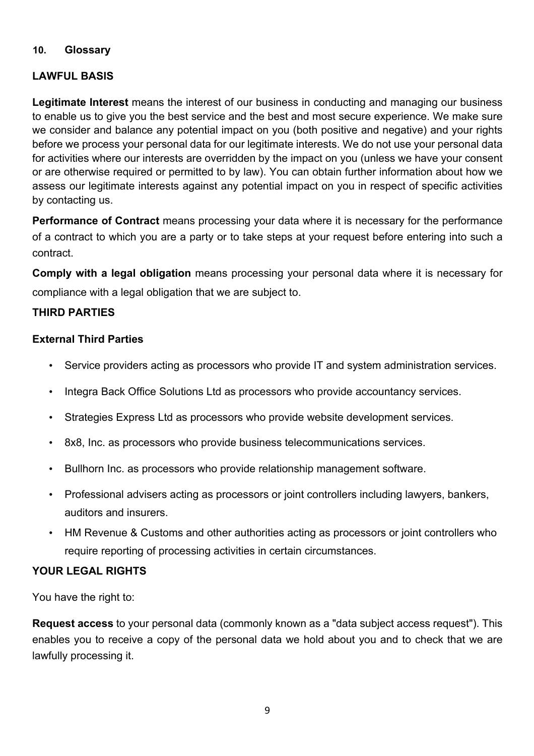## 10. Glossary

### LAWFUL BASIS

**Legitimate Interest** means the interest of our business in conducting and managing our business to enable us to give you the best service and the best and most secure experience. We make sure we consider and balance any potential impact on you (both positive and negative) and your rights before we process your personal data for our legitimate interests. We do not use your personal data for activities where our interests are overridden by the impact on you (unless we have your consent or are otherwise required or permitted to by law). You can obtain further information about how we assess our legitimate interests against any potential impact on you in respect of specific activities by contacting us.

**Performance of Contract** means processing your data where it is necessary for the performance of a contract to which you are a party or to take steps at your request before entering into such a contract.

**Comply with a legal obligation** means processing your personal data where it is necessary for compliance with a legal obligation that we are subject to.

### THIRD PARTIES

**External Third Parties**

- Service providers acting as processors who provide IT and system administration services.
- Integra Back Office Solutions Ltd as processors who provide accountancy services.
- Strategies Express Ltd as processors who provide website development services.
- 8x8, Inc. as processors who provide business telecommunications services.
- Bullhorn Inc. as processors who provide relationship management software.
- Professional advisers acting as processors or joint controllers including lawyers, bankers, auditors and insurers.
- HM Revenue & Customs and other authorities acting as processors or joint controllers who require reporting of processing activities in certain circumstances.

### YOUR LEGAL RIGHTS

You have the right to:

**Request access** to your personal data (commonly known as a "data subject access request"). This enables you to receive a copy of the personal data we hold about you and to check that we are lawfully processing it.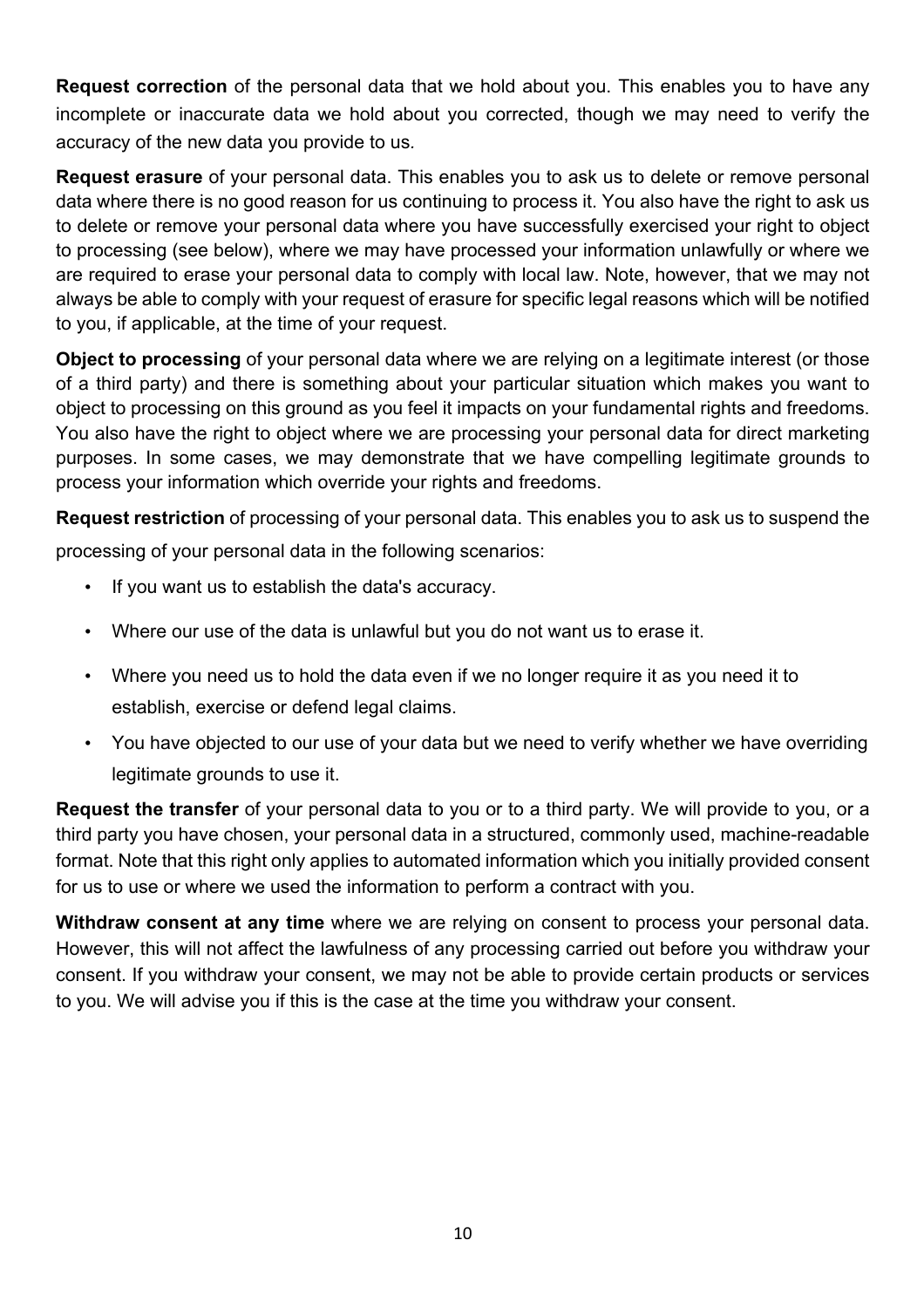**Request correction** of the personal data that we hold about you. This enables you to have any incomplete or inaccurate data we hold about you corrected, though we may need to verify the accuracy of the new data you provide to us.

**Request erasure** of your personal data. This enables you to ask us to delete or remove personal data where there is no good reason for us continuing to process it. You also have the right to ask us to delete or remove your personal data where you have successfully exercised your right to object to processing (see below), where we may have processed your information unlawfully or where we are required to erase your personal data to comply with local law. Note, however, that we may not always be able to comply with your request of erasure for specific legal reasons which will be notified to you, if applicable, at the time of your request.

**Object to processing** of your personal data where we are relying on a legitimate interest (or those of a third party) and there is something about your particular situation which makes you want to object to processing on this ground as you feel it impacts on your fundamental rights and freedoms. You also have the right to object where we are processing your personal data for direct marketing purposes. In some cases, we may demonstrate that we have compelling legitimate grounds to process your information which override your rights and freedoms.

**Request restriction** of processing of your personal data. This enables you to ask us to suspend the processing of your personal data in the following scenarios:

- If you want us to establish the data's accuracy.
- Where our use of the data is unlawful but you do not want us to erase it.
- Where you need us to hold the data even if we no longer require it as you need it to establish, exercise or defend legal claims.
- You have objected to our use of your data but we need to verify whether we have overriding legitimate grounds to use it.

**Request the transfer** of your personal data to you or to a third party. We will provide to you, or a third party you have chosen, your personal data in a structured, commonly used, machine-readable format. Note that this right only applies to automated information which you initially provided consent for us to use or where we used the information to perform a contract with you.

**Withdraw consent at any time** where we are relying on consent to process your personal data. However, this will not affect the lawfulness of any processing carried out before you withdraw your consent. If you withdraw your consent, we may not be able to provide certain products or services to you. We will advise you if this is the case at the time you withdraw your consent.